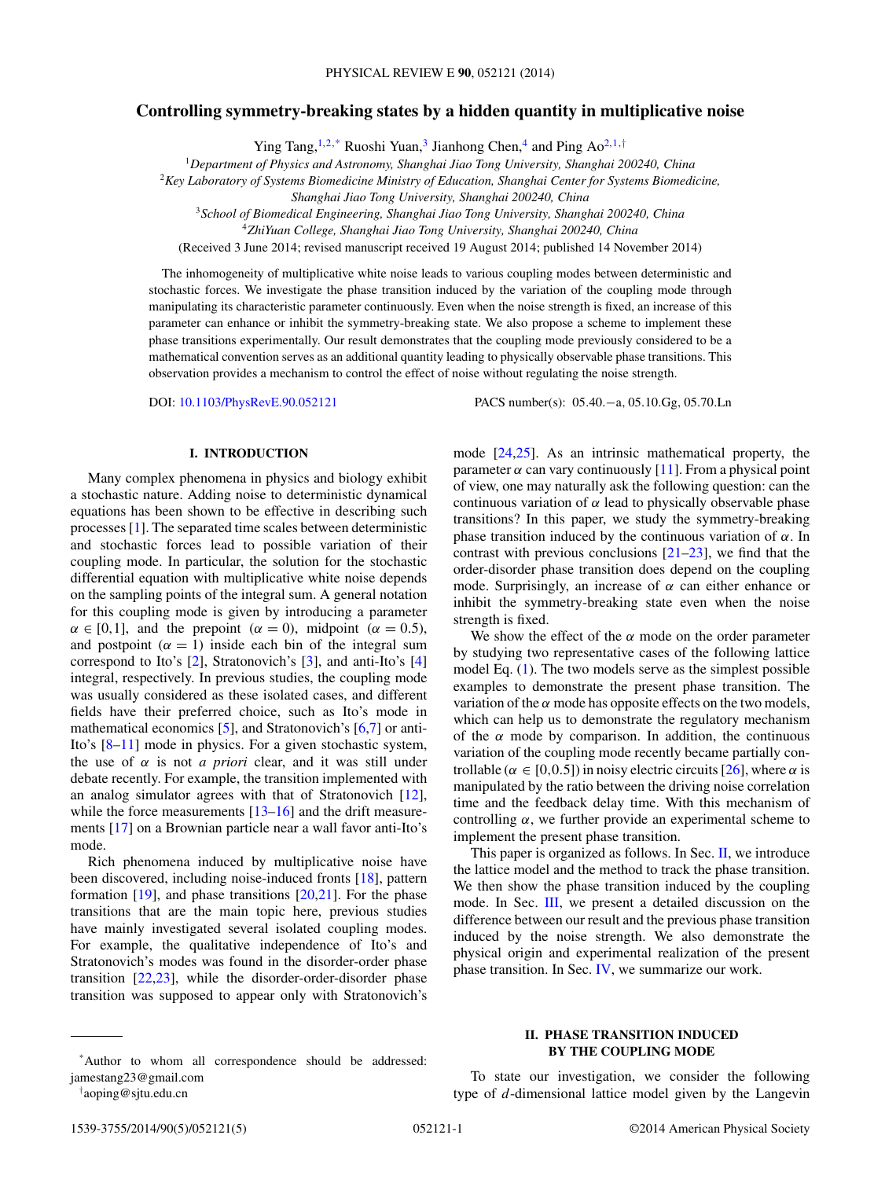# Controlling symmetry-breaking states by a hidden quantity in multiplicative noise

Ying Tang,[1,2,*] Ruoshi Yuan,[3] Jianhong Chen,[4] and Ping Ao[2,1,†]

[1]*Department of Physics and Astronomy, Shanghai Jiao Tong University, Shanghai 200240, China*
[2]*Key Laboratory of Systems Biomedicine Ministry of Education, Shanghai Center for Systems Biomedicine, Shanghai Jiao Tong University, Shanghai 200240, China*
[3]*School of Biomedical Engineering, Shanghai Jiao Tong University, Shanghai 200240, China*
[4]*ZhiYuan College, Shanghai Jiao Tong University, Shanghai 200240, China*

(Received 3 June 2014; revised manuscript received 19 August 2014; published 14 November 2014)

The inhomogeneity of multiplicative white noise leads to various coupling modes between deterministic and stochastic forces. We investigate the phase transition induced by the variation of the coupling mode through manipulating its characteristic parameter continuously. Even when the noise strength is fixed, an increase of this parameter can enhance or inhibit the symmetry-breaking state. We also propose a scheme to implement these phase transitions experimentally. Our result demonstrates that the coupling mode previously considered to be a mathematical convention serves as an additional quantity leading to physically observable phase transitions. This observation provides a mechanism to control the effect of noise without regulating the noise strength.

DOI: 10.1103/PhysRevE.90.052121 PACS number(s): 05.40.−a, 05.10.Gg, 05.70.Ln

## I. INTRODUCTION

Many complex phenomena in physics and biology exhibit a stochastic nature. Adding noise to deterministic dynamical equations has been shown to be effective in describing such processes [1]. The separated time scales between deterministic and stochastic forces lead to possible variation of their coupling mode. In particular, the solution for the stochastic differential equation with multiplicative white noise depends on the sampling points of the integral sum. A general notation for this coupling mode is given by introducing a parameter $\alpha \in [0,1]$, and the prepoint ($\alpha = 0$), midpoint ($\alpha = 0.5$), and postpoint ($\alpha = 1$) inside each bin of the integral sum correspond to Ito's [2], Stratonovich's [3], and anti-Ito's [4] integral, respectively. In previous studies, the coupling mode was usually considered as these isolated cases, and different fields have their preferred choice, such as Ito's mode in mathematical economics [5], and Stratonovich's [6,7] or anti-Ito's [8–11] mode in physics. For a given stochastic system, the use of $\alpha$ is not *a priori* clear, and it was still under debate recently. For example, the transition implemented with an analog simulator agrees with that of Stratonovich [12], while the force measurements [13–16] and the drift measurements [17] on a Brownian particle near a wall favor anti-Ito's mode.

Rich phenomena induced by multiplicative noise have been discovered, including noise-induced fronts [18], pattern formation [19], and phase transitions [20,21]. For the phase transitions that are the main topic here, previous studies have mainly investigated several isolated coupling modes. For example, the qualitative independence of Ito's and Stratonovich's modes was found in the disorder-order phase transition [22,23], while the disorder-order-disorder phase transition was supposed to appear only with Stratonovich's mode [24,25]. As an intrinsic mathematical property, the parameter $\alpha$ can vary continuously [11]. From a physical point of view, one may naturally ask the following question: can the continuous variation of $\alpha$ lead to physically observable phase transitions? In this paper, we study the symmetry-breaking phase transition induced by the continuous variation of $\alpha$. In contrast with previous conclusions [21–23], we find that the order-disorder phase transition does depend on the coupling mode. Surprisingly, an increase of $\alpha$ can either enhance or inhibit the symmetry-breaking state even when the noise strength is fixed.

We show the effect of the $\alpha$ mode on the order parameter by studying two representative cases of the following lattice model Eq. (1). The two models serve as the simplest possible examples to demonstrate the present phase transition. The variation of the $\alpha$ mode has opposite effects on the two models, which can help us to demonstrate the regulatory mechanism of the $\alpha$ mode by comparison. In addition, the continuous variation of the coupling mode recently became partially controllable ($\alpha \in [0,0.5]$) in noisy electric circuits [26], where $\alpha$ is manipulated by the ratio between the driving noise correlation time and the feedback delay time. With this mechanism of controlling $\alpha$, we further provide an experimental scheme to implement the present phase transition.

This paper is organized as follows. In Sec. II, we introduce the lattice model and the method to track the phase transition. We then show the phase transition induced by the coupling mode. In Sec. III, we present a detailed discussion on the difference between our result and the previous phase transition induced by the noise strength. We also demonstrate the physical origin and experimental realization of the present phase transition. In Sec. IV, we summarize our work.

## II. PHASE TRANSITION INDUCED BY THE COUPLING MODE

To state our investigation, we consider the following type of $d$-dimensional lattice model given by the Langevin

---

*Author to whom all correspondence should be addressed: jamestang23@gmail.com

†aoping@sjtu.edu.cn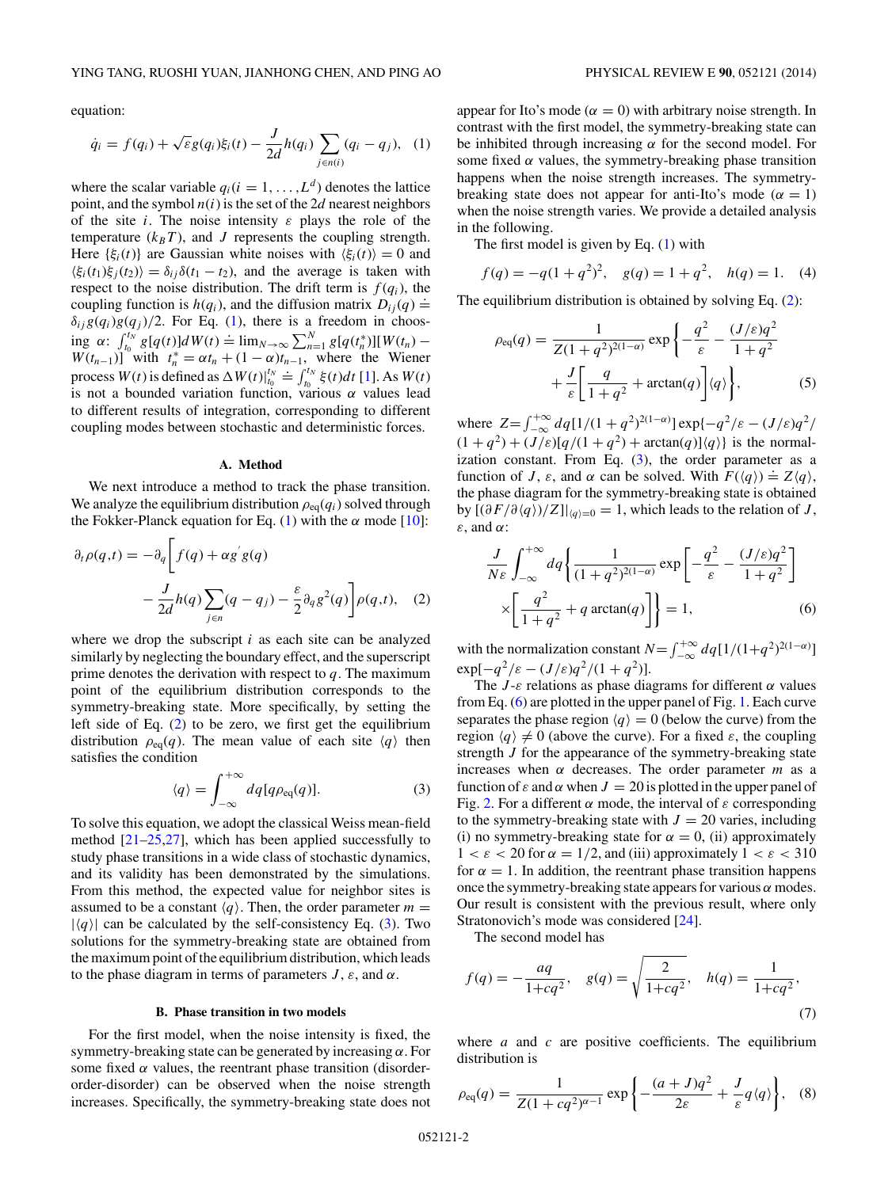equation:

$$\dot{q}_i = f(q_i) + \sqrt{\varepsilon} g(q_i)\xi_i(t) - \frac{J}{2d} h(q_i) \sum_{j \in n(i)} (q_i - q_j), \quad (1)$$

where the scalar variable $q_i (i = 1, \ldots, L^d)$ denotes the lattice point, and the symbol $n(i)$ is the set of the $2d$ nearest neighbors of the site $i$. The noise intensity $\varepsilon$ plays the role of the temperature ($k_B T$), and $J$ represents the coupling strength. Here $\{\xi_i(t)\}$ are Gaussian white noises with $\langle \xi_i(t) \rangle = 0$ and $\langle \xi_i(t_1)\xi_j(t_2) \rangle = \delta_{ij}\delta(t_1 - t_2)$, and the average is taken with respect to the noise distribution. The drift term is $f(q_i)$, the coupling function is $h(q_i)$, and the diffusion matrix $D_{ij}(q) \doteq \delta_{ij} g(q_i) g(q_j)/2$. For Eq. (1), there is a freedom in choosing $\alpha$: $\int_{t_0}^{t_N} g[q(t)]dW(t) \doteq \lim_{N\to\infty} \sum_{n=1}^{N} g[q(t_n^*)][W(t_n) - W(t_{n-1})]$ with $t_n^* = \alpha t_n + (1-\alpha)t_{n-1}$, where the Wiener process $W(t)$ is defined as $\Delta W(t)|_{t_0}^{t_N} \doteq \int_{t_0}^{t_N} \xi(t)dt$ [1]. As $W(t)$ is not a bounded variation function, various $\alpha$ values lead to different results of integration, corresponding to different coupling modes between stochastic and deterministic forces.

### A. Method

We next introduce a method to track the phase transition. We analyze the equilibrium distribution $\rho_{\rm eq}(q_i)$ solved through the Fokker-Planck equation for Eq. (1) with the $\alpha$ mode [10]:

$$\partial_t \rho(q,t) = -\partial_q \bigg[ f(q) + \alpha g'(q) g(q) - \frac{J}{2d} h(q) \sum_{j \in n} (q - q_j) - \frac{\varepsilon}{2} \partial_q g^2(q) \bigg] \rho(q,t), \quad (2)$$

where we drop the subscript $i$ as each site can be analyzed similarly by neglecting the boundary effect, and the superscript prime denotes the derivation with respect to $q$. The maximum point of the equilibrium distribution corresponds to the symmetry-breaking state. More specifically, by setting the left side of Eq. (2) to be zero, we first get the equilibrium distribution $\rho_{\rm eq}(q)$. The mean value of each site $\langle q \rangle$ then satisfies the condition

$$\langle q \rangle = \int_{-\infty}^{+\infty} dq [q \rho_{\rm eq}(q)]. \quad (3)$$

To solve this equation, we adopt the classical Weiss mean-field method [21–25,27], which has been applied successfully to study phase transitions in a wide class of stochastic dynamics, and its validity has been demonstrated by the simulations. From this method, the expected value for neighbor sites is assumed to be a constant $\langle q \rangle$. Then, the order parameter $m = |\langle q \rangle|$ can be calculated by the self-consistency Eq. (3). Two solutions for the symmetry-breaking state are obtained from the maximum point of the equilibrium distribution, which leads to the phase diagram in terms of parameters $J$, $\varepsilon$, and $\alpha$.

### B. Phase transition in two models

For the first model, when the noise intensity is fixed, the symmetry-breaking state can be generated by increasing $\alpha$. For some fixed $\alpha$ values, the reentrant phase transition (disorder-order-disorder) can be observed when the noise strength increases. Specifically, the symmetry-breaking state does not appear for Ito's mode ($\alpha = 0$) with arbitrary noise strength. In contrast with the first model, the symmetry-breaking state can be inhibited through increasing $\alpha$ for the second model. For some fixed $\alpha$ values, the symmetry-breaking phase transition happens when the noise strength increases. The symmetry-breaking state does not appear for anti-Ito's mode ($\alpha = 1$) when the noise strength varies. We provide a detailed analysis in the following.

The first model is given by Eq. (1) with

$$f(q) = -q(1+q^2)^2, \quad g(q) = 1 + q^2, \quad h(q) = 1. \quad (4)$$

The equilibrium distribution is obtained by solving Eq. (2):

$$\rho_{\rm eq}(q) = \frac{1}{Z(1+q^2)^{2(1-\alpha)}} \exp\bigg\{ -\frac{q^2}{\varepsilon} - \frac{(J/\varepsilon)q^2}{1+q^2} + \frac{J}{\varepsilon}\bigg[\frac{q}{1+q^2} + \arctan(q)\bigg]\langle q \rangle \bigg\}, \quad (5)$$

where $Z = \int_{-\infty}^{+\infty} dq [1/(1+q^2)^{2(1-\alpha)}] \exp\{-q^2/\varepsilon - (J/\varepsilon)q^2/(1+q^2) + (J/\varepsilon)[q/(1+q^2) + \arctan(q)]\langle q \rangle\}$ is the normalization constant. From Eq. (3), the order parameter as a function of $J$, $\varepsilon$, and $\alpha$ can be solved. With $F(\langle q \rangle) \doteq Z\langle q \rangle$, the phase diagram for the symmetry-breaking state is obtained by $[(\partial F/\partial \langle q \rangle)/Z]|_{\langle q \rangle = 0} = 1$, which leads to the relation of $J$, $\varepsilon$, and $\alpha$:

$$\frac{J}{N\varepsilon} \int_{-\infty}^{+\infty} dq \bigg\{ \frac{1}{(1+q^2)^{2(1-\alpha)}} \exp\bigg[ -\frac{q^2}{\varepsilon} - \frac{(J/\varepsilon)q^2}{1+q^2} \bigg] \times \bigg[ \frac{q^2}{1+q^2} + q \arctan(q) \bigg] \bigg\} = 1, \quad (6)$$

with the normalization constant $N = \int_{-\infty}^{+\infty} dq [1/(1+q^2)^{2(1-\alpha)}] \exp[-q^2/\varepsilon - (J/\varepsilon)q^2/(1+q^2)]$.

The $J$-$\varepsilon$ relations as phase diagrams for different $\alpha$ values from Eq. (6) are plotted in the upper panel of Fig. 1. Each curve separates the phase region $\langle q \rangle = 0$ (below the curve) from the region $\langle q \rangle \neq 0$ (above the curve). For a fixed $\varepsilon$, the coupling strength $J$ for the appearance of the symmetry-breaking state increases when $\alpha$ decreases. The order parameter $m$ as a function of $\varepsilon$ and $\alpha$ when $J = 20$ is plotted in the upper panel of Fig. 2. For a different $\alpha$ mode, the interval of $\varepsilon$ corresponding to the symmetry-breaking state with $J = 20$ varies, including (i) no symmetry-breaking state for $\alpha = 0$, (ii) approximately $1 < \varepsilon < 20$ for $\alpha = 1/2$, and (iii) approximately $1 < \varepsilon < 310$ for $\alpha = 1$. In addition, the reentrant phase transition happens once the symmetry-breaking state appears for various $\alpha$ modes. Our result is consistent with the previous result, where only Stratonovich's mode was considered [24].

The second model has

$$f(q) = -\frac{aq}{1+cq^2}, \quad g(q) = \sqrt{\frac{2}{1+cq^2}}, \quad h(q) = \frac{1}{1+cq^2}, \quad (7)$$

where $a$ and $c$ are positive coefficients. The equilibrium distribution is

$$\rho_{\rm eq}(q) = \frac{1}{Z(1+cq^2)^{\alpha-1}} \exp\bigg\{ -\frac{(a+J)q^2}{2\varepsilon} + \frac{J}{\varepsilon} q \langle q \rangle \bigg\}, \quad (8)$$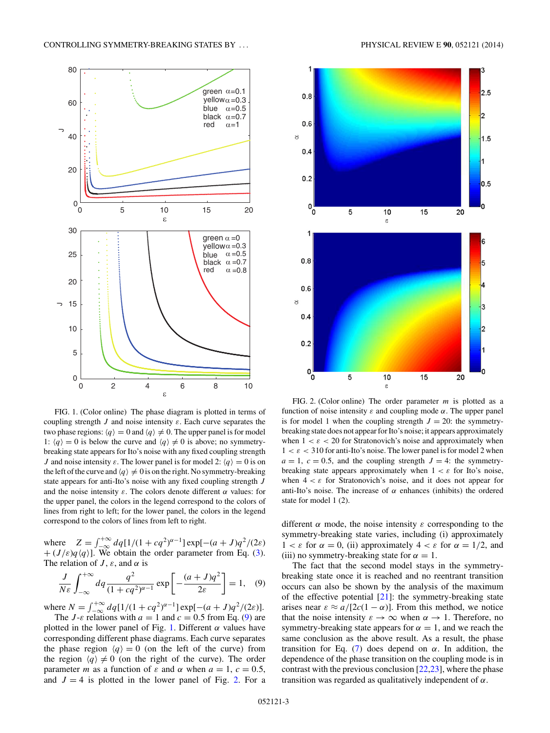FIG. 1. (Color online) The phase diagram is plotted in terms of coupling strength $J$ and noise intensity $\varepsilon$. Each curve separates the two phase regions: $\langle q\rangle = 0$ and $\langle q\rangle \neq 0$. The upper panel is for model 1: $\langle q\rangle = 0$ is below the curve and $\langle q\rangle \neq 0$ is above; no symmetry-breaking state appears for Ito's noise with any fixed coupling strength $J$ and noise intensity $\varepsilon$. The lower panel is for model 2: $\langle q\rangle = 0$ is on the left of the curve and $\langle q\rangle \neq 0$ is on the right. No symmetry-breaking state appears for anti-Ito's noise with any fixed coupling strength $J$ and the noise intensity $\varepsilon$. The colors denote different $\alpha$ values: for the upper panel, the colors in the legend correspond to the colors of lines from right to left; for the lower panel, the colors in the legend correspond to the colors of lines from left to right.

where $Z = \int_{-\infty}^{+\infty} dq[1/(1+cq^2)^{\alpha-1}]\exp[-(a+J)q^2/(2\varepsilon) + (J/\varepsilon)q\langle q\rangle]$. We obtain the order parameter from Eq. (3). The relation of $J$, $\varepsilon$, and $\alpha$ is

$$\frac{J}{N\varepsilon}\int_{-\infty}^{+\infty} dq \frac{q^2}{(1+cq^2)^{\alpha-1}} \exp\left[-\frac{(a+J)q^2}{2\varepsilon}\right] = 1, \quad (9)$$

where $N = \int_{-\infty}^{+\infty} dq[1/(1+cq^2)^{\alpha-1}]\exp[-(a+J)q^2/(2\varepsilon)]$.

The $J$-$\varepsilon$ relations with $a = 1$ and $c = 0.5$ from Eq. (9) are plotted in the lower panel of Fig. 1. Different $\alpha$ values have corresponding different phase diagrams. Each curve separates the phase region $\langle q\rangle = 0$ (on the left of the curve) from the region $\langle q\rangle \neq 0$ (on the right of the curve). The order parameter $m$ as a function of $\varepsilon$ and $\alpha$ when $a = 1$, $c = 0.5$, and $J = 4$ is plotted in the lower panel of Fig. 2. For a different $\alpha$ mode, the noise intensity $\varepsilon$ corresponding to the symmetry-breaking state varies, including (i) approximately $1 < \varepsilon$ for $\alpha = 0$, (ii) approximately $4 < \varepsilon$ for $\alpha = 1/2$, and (iii) no symmetry-breaking state for $\alpha = 1$.

The fact that the second model stays in the symmetry-breaking state once it is reached and no reentrant transition occurs can also be shown by the analysis of the maximum of the effective potential [21]: the symmetry-breaking state arises near $\varepsilon \approx a/[2c(1-\alpha)]$. From this method, we notice that the noise intensity $\varepsilon \to \infty$ when $\alpha \to 1$. Therefore, no symmetry-breaking state appears for $\alpha = 1$, and we reach the same conclusion as the above result. As a result, the phase transition for Eq. (7) does depend on $\alpha$. In addition, the dependence of the phase transition on the coupling mode is in contrast with the previous conclusion [22,23], where the phase transition was regarded as qualitatively independent of $\alpha$.

FIG. 2. (Color online) The order parameter $m$ is plotted as a function of noise intensity $\varepsilon$ and coupling mode $\alpha$. The upper panel is for model 1 when the coupling strength $J = 20$: the symmetry-breaking state does not appear for Ito's noise; it appears approximately when $1 < \varepsilon < 20$ for Stratonovich's noise and approximately when $1 < \varepsilon < 310$ for anti-Ito's noise. The lower panel is for model 2 when $a = 1$, $c = 0.5$, and the coupling strength $J = 4$: the symmetry-breaking state appears approximately when $1 < \varepsilon$ for Ito's noise, when $4 < \varepsilon$ for Stratonovich's noise, and it does not appear for anti-Ito's noise. The increase of $\alpha$ enhances (inhibits) the ordered state for model 1 (2).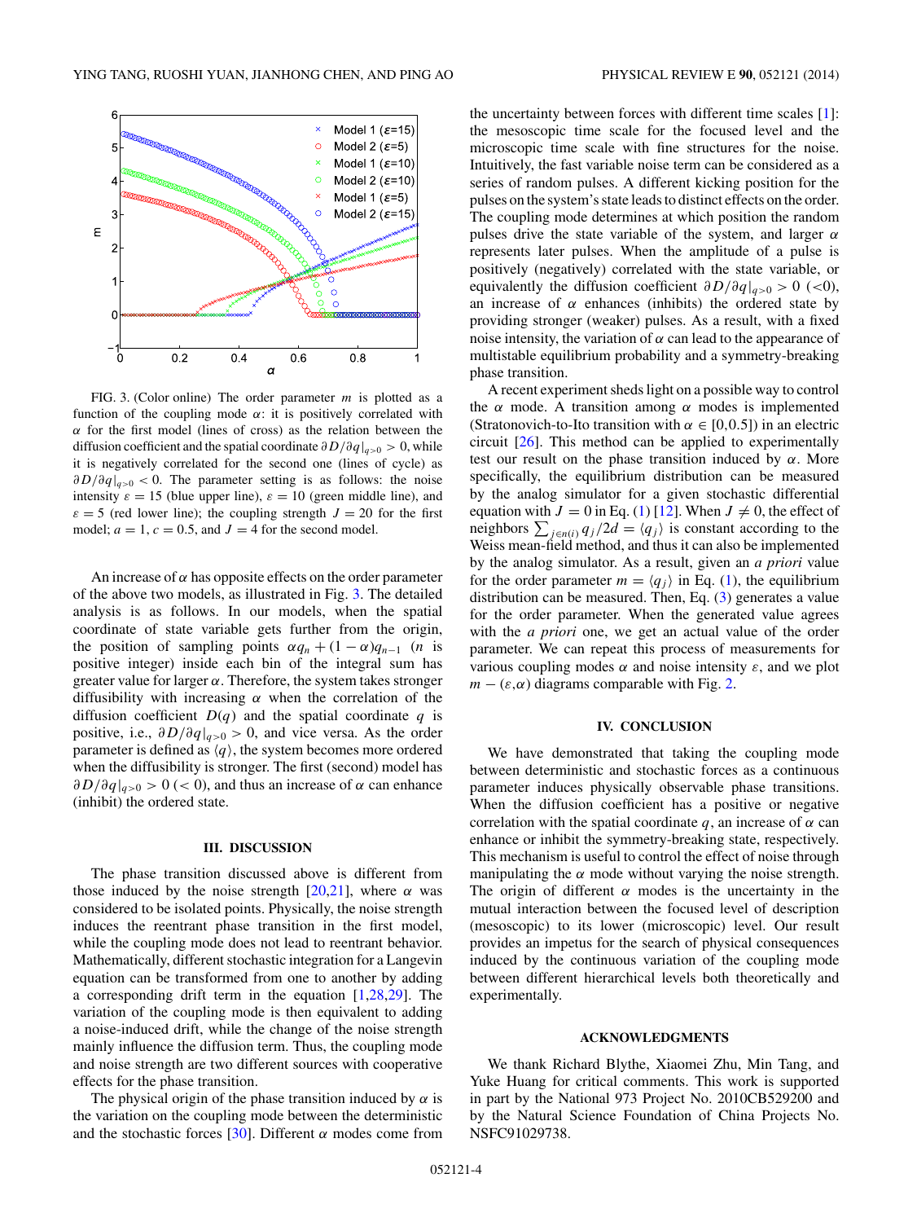FIG. 3. (Color online) The order parameter $m$ is plotted as a function of the coupling mode $\alpha$: it is positively correlated with $\alpha$ for the first model (lines of cross) as the relation between the diffusion coefficient and the spatial coordinate $\partial D/\partial q|_{q>0} > 0$, while it is negatively correlated for the second one (lines of cycle) as $\partial D/\partial q|_{q>0} < 0$. The parameter setting is as follows: the noise intensity $\varepsilon = 15$ (blue upper line), $\varepsilon = 10$ (green middle line), and $\varepsilon = 5$ (red lower line); the coupling strength $J = 20$ for the first model; $a = 1$, $c = 0.5$, and $J = 4$ for the second model.

An increase of $\alpha$ has opposite effects on the order parameter of the above two models, as illustrated in Fig. 3. The detailed analysis is as follows. In our models, when the spatial coordinate of state variable gets further from the origin, the position of sampling points $\alpha q_n + (1-\alpha)q_{n-1}$ ($n$ is positive integer) inside each bin of the integral sum has greater value for larger $\alpha$. Therefore, the system takes stronger diffusibility with increasing $\alpha$ when the correlation of the diffusion coefficient $D(q)$ and the spatial coordinate $q$ is positive, i.e., $\partial D/\partial q|_{q>0} > 0$, and vice versa. As the order parameter is defined as $\langle q \rangle$, the system becomes more ordered when the diffusibility is stronger. The first (second) model has $\partial D/\partial q|_{q>0} > 0$ ($< 0$), and thus an increase of $\alpha$ can enhance (inhibit) the ordered state.

## III. DISCUSSION

The phase transition discussed above is different from those induced by the noise strength [20,21], where $\alpha$ was considered to be isolated points. Physically, the noise strength induces the reentrant phase transition in the first model, while the coupling mode does not lead to reentrant behavior. Mathematically, different stochastic integration for a Langevin equation can be transformed from one to another by adding a corresponding drift term in the equation [1,28,29]. The variation of the coupling mode is then equivalent to adding a noise-induced drift, while the change of the noise strength mainly influence the diffusion term. Thus, the coupling mode and noise strength are two different sources with cooperative effects for the phase transition.

The physical origin of the phase transition induced by $\alpha$ is the variation on the coupling mode between the deterministic and the stochastic forces [30]. Different $\alpha$ modes come from the uncertainty between forces with different time scales [1]: the mesoscopic time scale for the focused level and the microscopic time scale with fine structures for the noise. Intuitively, the fast variable noise term can be considered as a series of random pulses. A different kicking position for the pulses on the system's state leads to distinct effects on the order. The coupling mode determines at which position the random pulses drive the state variable of the system, and larger $\alpha$ represents later pulses. When the amplitude of a pulse is positively (negatively) correlated with the state variable, or equivalently the diffusion coefficient $\partial D/\partial q|_{q>0} > 0$ ($<0$), an increase of $\alpha$ enhances (inhibits) the ordered state by providing stronger (weaker) pulses. As a result, with a fixed noise intensity, the variation of $\alpha$ can lead to the appearance of multistable equilibrium probability and a symmetry-breaking phase transition.

A recent experiment sheds light on a possible way to control the $\alpha$ mode. A transition among $\alpha$ modes is implemented (Stratonovich-to-Ito transition with $\alpha \in [0,0.5]$) in an electric circuit [26]. This method can be applied to experimentally test our result on the phase transition induced by $\alpha$. More specifically, the equilibrium distribution can be measured by the analog simulator for a given stochastic differential equation with $J = 0$ in Eq. (1) [12]. When $J \neq 0$, the effect of neighbors $\sum_{j\in n(i)} q_j/2d = \langle q_j \rangle$ is constant according to the Weiss mean-field method, and thus it can also be implemented by the analog simulator. As a result, given an *a priori* value for the order parameter $m = \langle q_j \rangle$ in Eq. (1), the equilibrium distribution can be measured. Then, Eq. (3) generates a value for the order parameter. When the generated value agrees with the *a priori* one, we get an actual value of the order parameter. We can repeat this process of measurements for various coupling modes $\alpha$ and noise intensity $\varepsilon$, and we plot $m - (\varepsilon,\alpha)$ diagrams comparable with Fig. 2.

## IV. CONCLUSION

We have demonstrated that taking the coupling mode between deterministic and stochastic forces as a continuous parameter induces physically observable phase transitions. When the diffusion coefficient has a positive or negative correlation with the spatial coordinate $q$, an increase of $\alpha$ can enhance or inhibit the symmetry-breaking state, respectively. This mechanism is useful to control the effect of noise through manipulating the $\alpha$ mode without varying the noise strength. The origin of different $\alpha$ modes is the uncertainty in the mutual interaction between the focused level of description (mesoscopic) to its lower (microscopic) level. Our result provides an impetus for the search of physical consequences induced by the continuous variation of the coupling mode between different hierarchical levels both theoretically and experimentally.

## ACKNOWLEDGMENTS

We thank Richard Blythe, Xiaomei Zhu, Min Tang, and Yuke Huang for critical comments. This work is supported in part by the National 973 Project No. 2010CB529200 and by the Natural Science Foundation of China Projects No. NSFC91029738.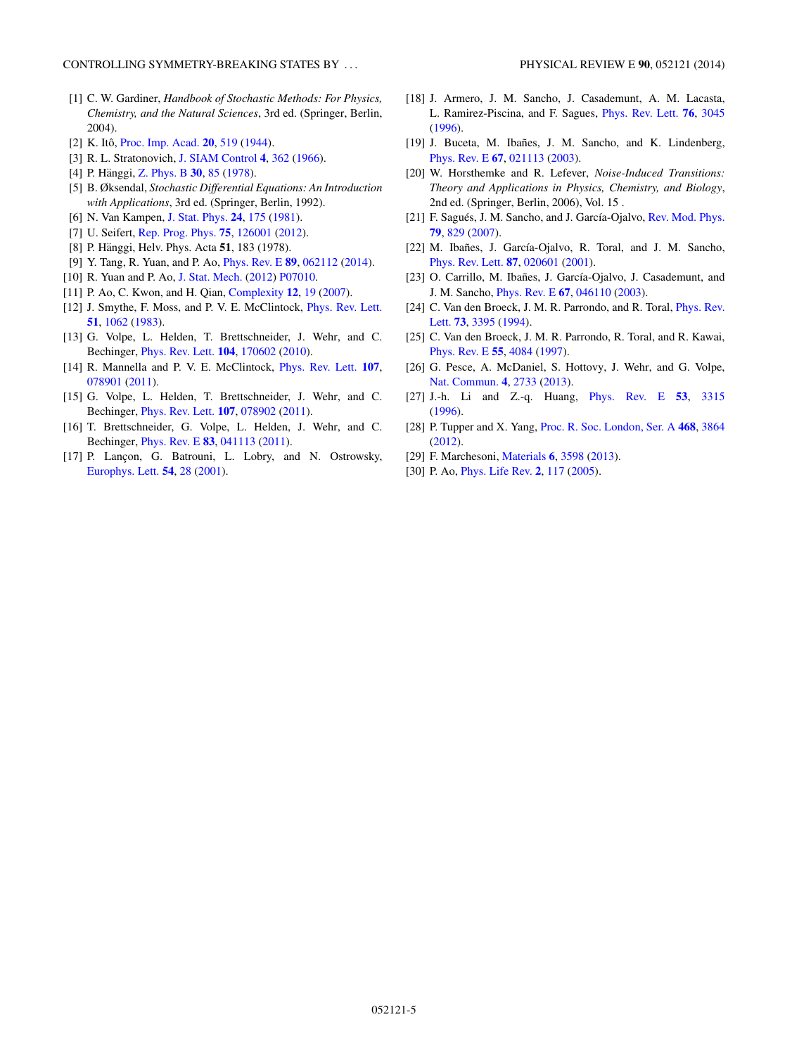[1] C. W. Gardiner, *Handbook of Stochastic Methods: For Physics, Chemistry, and the Natural Sciences*, 3rd ed. (Springer, Berlin, 2004).

[2] K. Itô, Proc. Imp. Acad. **20**, 519 (1944).

[3] R. L. Stratonovich, J. SIAM Control **4**, 362 (1966).

[4] P. Hänggi, Z. Phys. B **30**, 85 (1978).

[5] B. Øksendal, *Stochastic Differential Equations: An Introduction with Applications*, 3rd ed. (Springer, Berlin, 1992).

[6] N. Van Kampen, J. Stat. Phys. **24**, 175 (1981).

[7] U. Seifert, Rep. Prog. Phys. **75**, 126001 (2012).

[8] P. Hänggi, Helv. Phys. Acta **51**, 183 (1978).

[9] Y. Tang, R. Yuan, and P. Ao, Phys. Rev. E **89**, 062112 (2014).

[10] R. Yuan and P. Ao, J. Stat. Mech. (2012) P07010.

[11] P. Ao, C. Kwon, and H. Qian, Complexity **12**, 19 (2007).

[12] J. Smythe, F. Moss, and P. V. E. McClintock, Phys. Rev. Lett. **51**, 1062 (1983).

[13] G. Volpe, L. Helden, T. Brettschneider, J. Wehr, and C. Bechinger, Phys. Rev. Lett. **104**, 170602 (2010).

[14] R. Mannella and P. V. E. McClintock, Phys. Rev. Lett. **107**, 078901 (2011).

[15] G. Volpe, L. Helden, T. Brettschneider, J. Wehr, and C. Bechinger, Phys. Rev. Lett. **107**, 078902 (2011).

[16] T. Brettschneider, G. Volpe, L. Helden, J. Wehr, and C. Bechinger, Phys. Rev. E **83**, 041113 (2011).

[17] P. Lançon, G. Batrouni, L. Lobry, and N. Ostrowsky, Europhys. Lett. **54**, 28 (2001).

[18] J. Armero, J. M. Sancho, J. Casademunt, A. M. Lacasta, L. Ramirez-Piscina, and F. Sagues, Phys. Rev. Lett. **76**, 3045 (1996).

[19] J. Buceta, M. Ibañes, J. M. Sancho, and K. Lindenberg, Phys. Rev. E **67**, 021113 (2003).

[20] W. Horsthemke and R. Lefever, *Noise-Induced Transitions: Theory and Applications in Physics, Chemistry, and Biology*, 2nd ed. (Springer, Berlin, 2006), Vol. 15 .

[21] F. Sagués, J. M. Sancho, and J. García-Ojalvo, Rev. Mod. Phys. **79**, 829 (2007).

[22] M. Ibañes, J. García-Ojalvo, R. Toral, and J. M. Sancho, Phys. Rev. Lett. **87**, 020601 (2001).

[23] O. Carrillo, M. Ibañes, J. García-Ojalvo, J. Casademunt, and J. M. Sancho, Phys. Rev. E **67**, 046110 (2003).

[24] C. Van den Broeck, J. M. R. Parrondo, and R. Toral, Phys. Rev. Lett. **73**, 3395 (1994).

[25] C. Van den Broeck, J. M. R. Parrondo, R. Toral, and R. Kawai, Phys. Rev. E **55**, 4084 (1997).

[26] G. Pesce, A. McDaniel, S. Hottovy, J. Wehr, and G. Volpe, Nat. Commun. **4**, 2733 (2013).

[27] J.-h. Li and Z.-q. Huang, Phys. Rev. E **53**, 3315 (1996).

[28] P. Tupper and X. Yang, Proc. R. Soc. London, Ser. A **468**, 3864 (2012).

[29] F. Marchesoni, Materials **6**, 3598 (2013).

[30] P. Ao, Phys. Life Rev. **2**, 117 (2005).